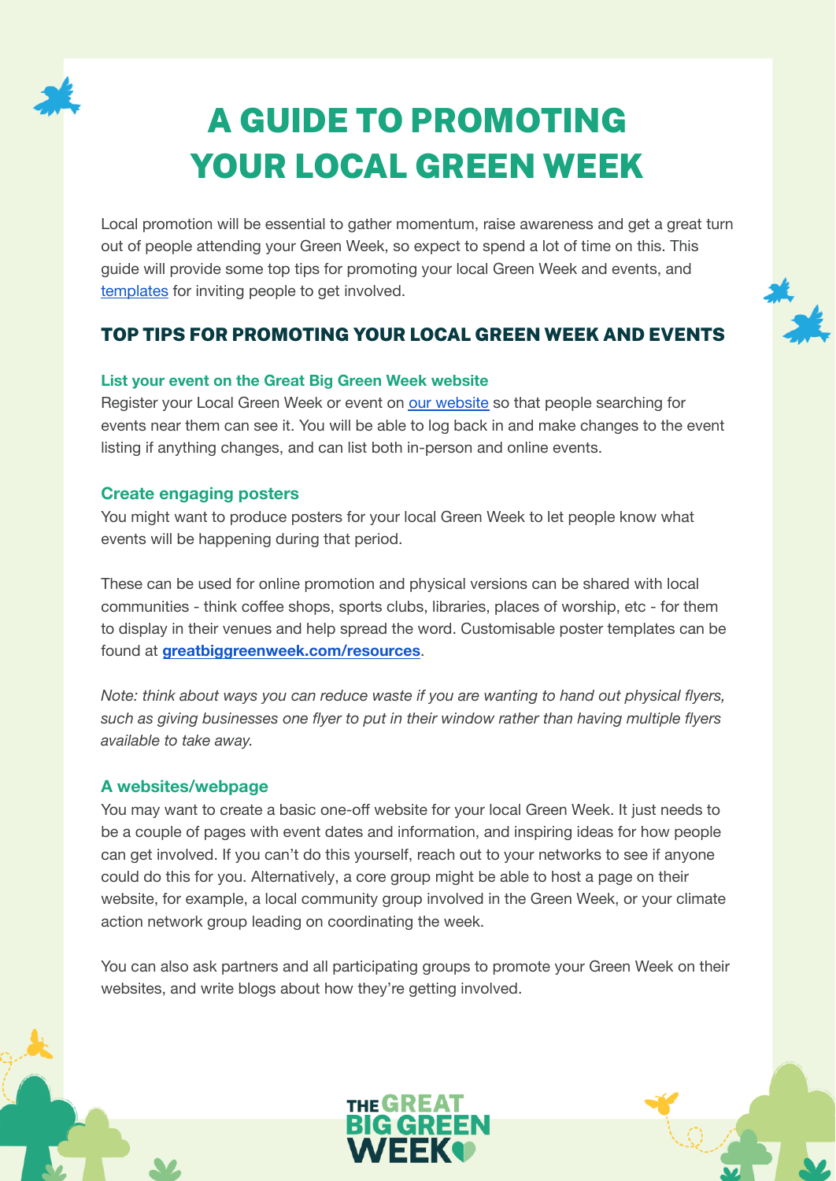# A GUIDE TO PROMOTING YOUR LOCAL GREEN WEEK

Local promotion will be essential to gather momentum, raise awareness and get a great turn out of people attending your Green Week, so expect to spend a lot of time on this. This guide will provide some top tips for promoting your local Green Week and events, and templates for inviting people to get involved.

## TOP TIPS FOR PROMOTING YOUR LOCAL GREEN WEEK AND EVENTS

### List your event on the Great Big Green Week website

Register your Local Green Week or event on our website so that people searching for events near them can see it. You will be able to log back in and make changes to the event listing if anything changes, and can list both in-person and online events.

### Create engaging posters

You might want to produce posters for your local Green Week to let people know what events will be happening during that period.

These can be used for online promotion and physical versions can be shared with local communities - think coffee shops, sports clubs, libraries, places of worship, etc - for them to display in their venues and help spread the word. Customisable poster templates can be found at **greatbiggreenweek.com/resources**.

*Note: think about ways you can reduce waste if you are wanting to hand out physical flyers, such as giving businesses one flyer to put in their window rather than having multiple flyers available to take away.*

### A websites/webpage

You may want to create a basic one-off website for your local Green Week. It just needs to be a couple of pages with event dates and information, and inspiring ideas for how people can get involved. If you can't do this yourself, reach out to your networks to see if anyone could do this for you. Alternatively, a core group might be able to host a page on their website, for example, a local community group involved in the Green Week, or your climate action network group leading on coordinating the week.

You can also ask partners and all participating groups to promote your Green Week on their websites, and write blogs about how they're getting involved.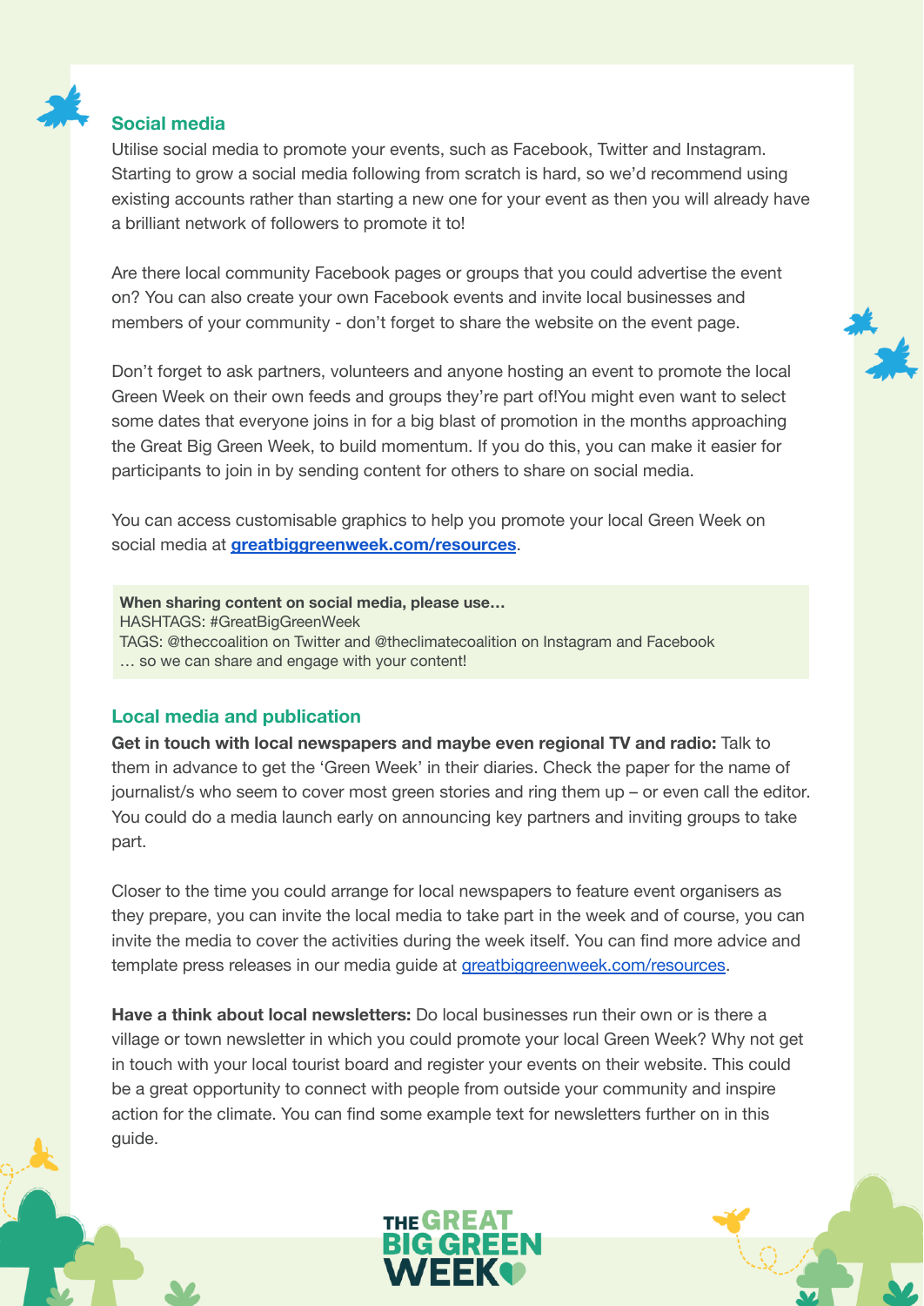## Social media

Utilise social media to promote your events, such as Facebook, Twitter and Instagram. Starting to grow a social media following from scratch is hard, so we'd recommend using existing accounts rather than starting a new one for your event as then you will already have a brilliant network of followers to promote it to!

Are there local community Facebook pages or groups that you could advertise the event on? You can also create your own Facebook events and invite local businesses and members of your community - don't forget to share the website on the event page.

Don't forget to ask partners, volunteers and anyone hosting an event to promote the local Green Week on their own feeds and groups they're part of!You might even want to select some dates that everyone joins in for a big blast of promotion in the months approaching the Great Big Green Week, to build momentum. If you do this, you can make it easier for participants to join in by sending content for others to share on social media.

You can access customisable graphics to help you promote your local Green Week on social media at **greatbiggreenweek.com/resources**.

**When sharing content on social media, please use…**
HASHTAGS: #GreatBigGreenWeek
TAGS: @theccoalition on Twitter and @theclimatecoalition on Instagram and Facebook
… so we can share and engage with your content!

## Local media and publication

**Get in touch with local newspapers and maybe even regional TV and radio:** Talk to them in advance to get the 'Green Week' in their diaries. Check the paper for the name of journalist/s who seem to cover most green stories and ring them up – or even call the editor. You could do a media launch early on announcing key partners and inviting groups to take part.

Closer to the time you could arrange for local newspapers to feature event organisers as they prepare, you can invite the local media to take part in the week and of course, you can invite the media to cover the activities during the week itself. You can find more advice and template press releases in our media guide at greatbiggreenweek.com/resources.

**Have a think about local newsletters:** Do local businesses run their own or is there a village or town newsletter in which you could promote your local Green Week? Why not get in touch with your local tourist board and register your events on their website. This could be a great opportunity to connect with people from outside your community and inspire action for the climate. You can find some example text for newsletters further on in this guide.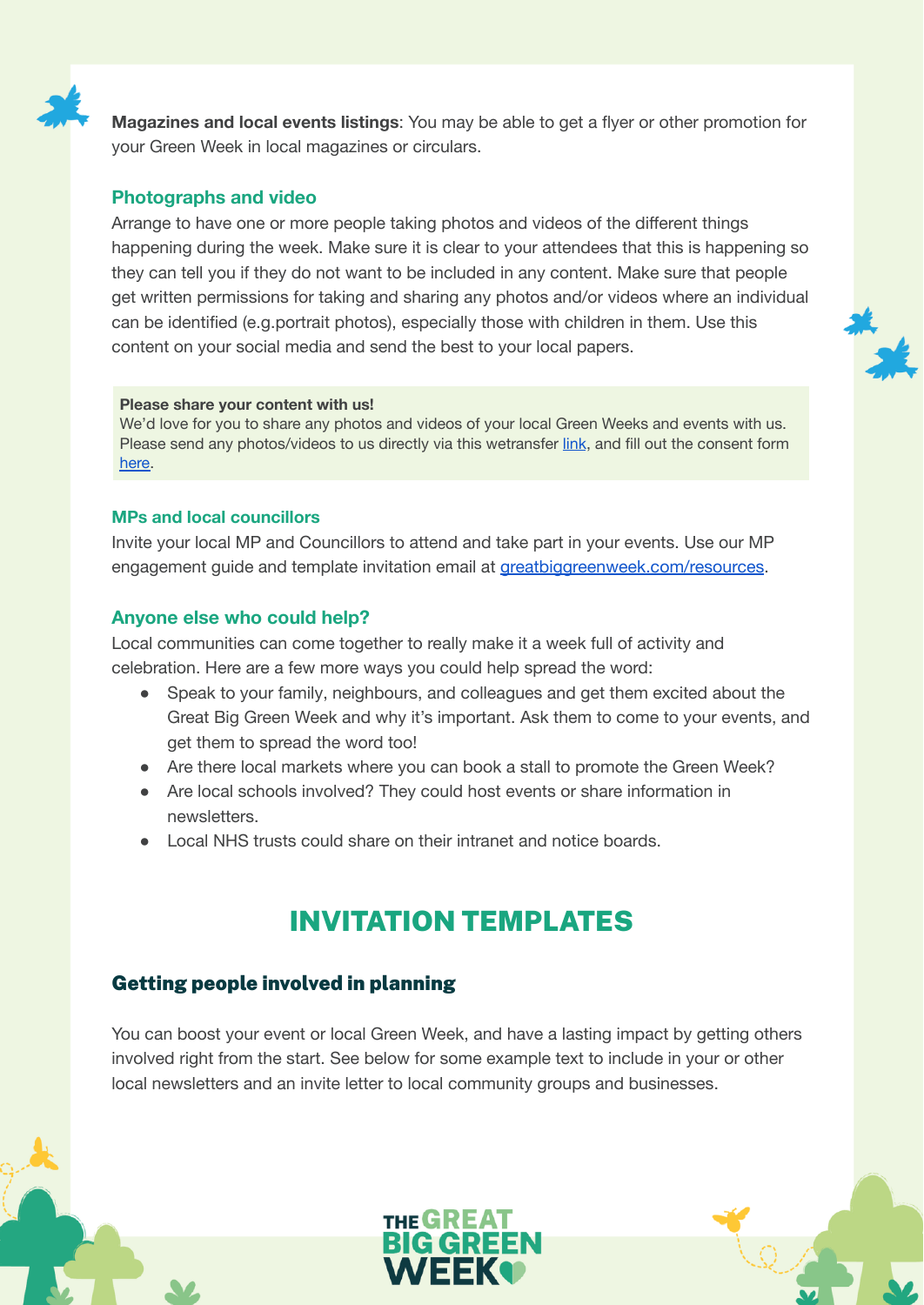**Magazines and local events listings**: You may be able to get a flyer or other promotion for your Green Week in local magazines or circulars.

### Photographs and video

Arrange to have one or more people taking photos and videos of the different things happening during the week. Make sure it is clear to your attendees that this is happening so they can tell you if they do not want to be included in any content. Make sure that people get written permissions for taking and sharing any photos and/or videos where an individual can be identified (e.g.portrait photos), especially those with children in them. Use this content on your social media and send the best to your local papers.

> **Please share your content with us!**
> We'd love for you to share any photos and videos of your local Green Weeks and events with us. Please send any photos/videos to us directly via this wetransfer link, and fill out the consent form here.

### MPs and local councillors

Invite your local MP and Councillors to attend and take part in your events. Use our MP engagement guide and template invitation email at greatbiggreenweek.com/resources.

### Anyone else who could help?

Local communities can come together to really make it a week full of activity and celebration. Here are a few more ways you could help spread the word:

- Speak to your family, neighbours, and colleagues and get them excited about the Great Big Green Week and why it's important. Ask them to come to your events, and get them to spread the word too!
- Are there local markets where you can book a stall to promote the Green Week?
- Are local schools involved? They could host events or share information in newsletters.
- Local NHS trusts could share on their intranet and notice boards.

## INVITATION TEMPLATES

### Getting people involved in planning

You can boost your event or local Green Week, and have a lasting impact by getting others involved right from the start. See below for some example text to include in your or other local newsletters and an invite letter to local community groups and businesses.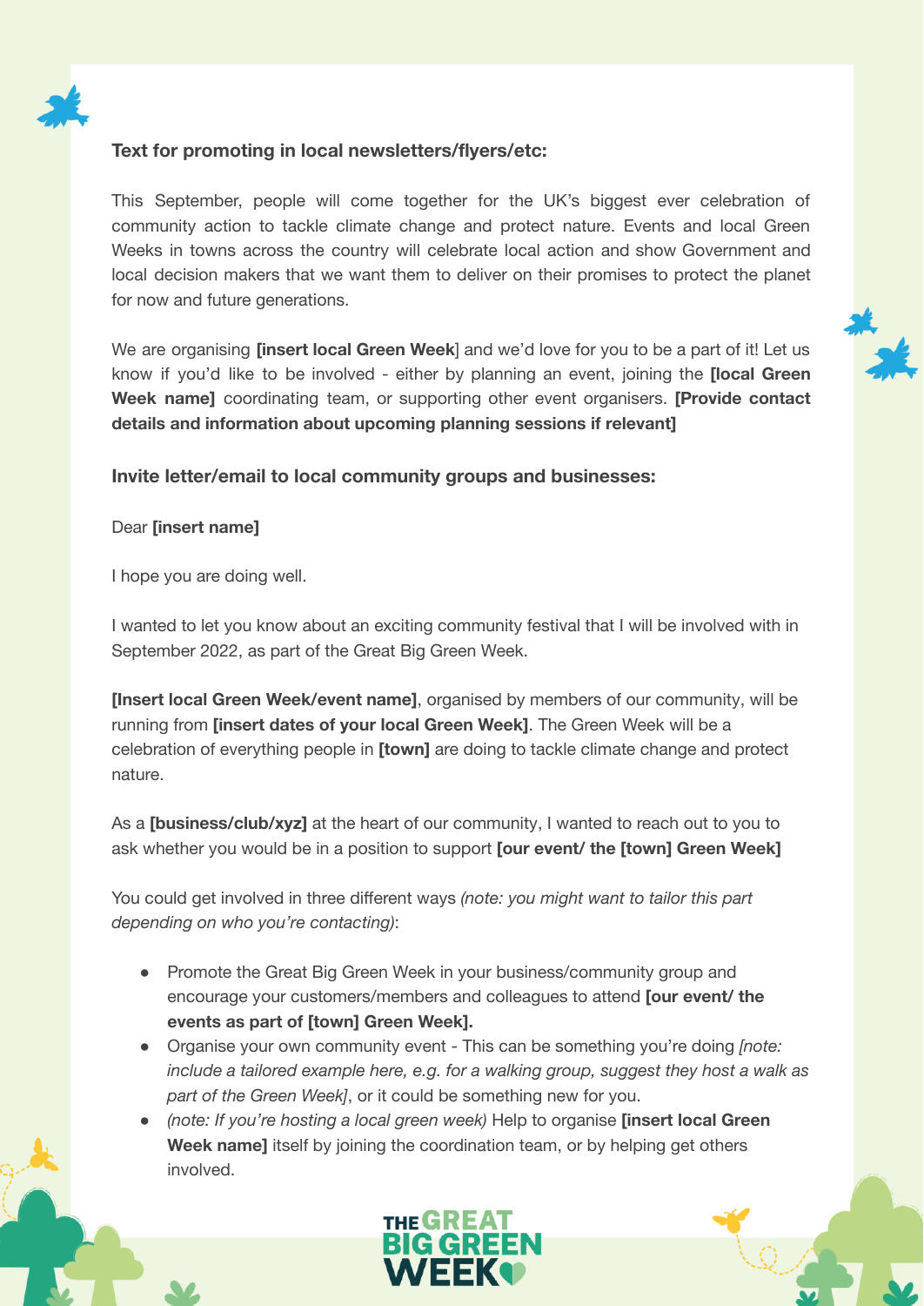**Text for promoting in local newsletters/flyers/etc:**

This September, people will come together for the UK's biggest ever celebration of community action to tackle climate change and protect nature. Events and local Green Weeks in towns across the country will celebrate local action and show Government and local decision makers that we want them to deliver on their promises to protect the planet for now and future generations.

We are organising **[insert local Green Week**] and we'd love for you to be a part of it! Let us know if you'd like to be involved - either by planning an event, joining the **[local Green Week name]** coordinating team, or supporting other event organisers. **[Provide contact details and information about upcoming planning sessions if relevant]**

**Invite letter/email to local community groups and businesses:**

Dear **[insert name]**

I hope you are doing well.

I wanted to let you know about an exciting community festival that I will be involved with in September 2022, as part of the Great Big Green Week.

**[Insert local Green Week/event name]**, organised by members of our community, will be running from **[insert dates of your local Green Week]**. The Green Week will be a celebration of everything people in **[town]** are doing to tackle climate change and protect nature.

As a **[business/club/xyz]** at the heart of our community, I wanted to reach out to you to ask whether you would be in a position to support **[our event/ the [town] Green Week]**

You could get involved in three different ways *(note: you might want to tailor this part depending on who you're contacting)*:

- Promote the Great Big Green Week in your business/community group and encourage your customers/members and colleagues to attend **[our event/ the events as part of [town] Green Week].**
- Organise your own community event - This can be something you're doing *[note: include a tailored example here, e.g. for a walking group, suggest they host a walk as part of the Green Week]*, or it could be something new for you.
- *(note: If you're hosting a local green week)* Help to organise **[insert local Green Week name]** itself by joining the coordination team, or by helping get others involved.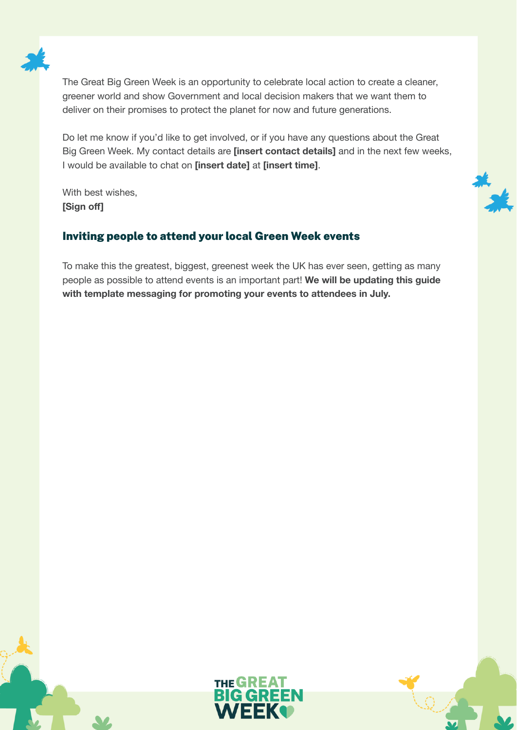The Great Big Green Week is an opportunity to celebrate local action to create a cleaner, greener world and show Government and local decision makers that we want them to deliver on their promises to protect the planet for now and future generations.

Do let me know if you'd like to get involved, or if you have any questions about the Great Big Green Week. My contact details are **[insert contact details]** and in the next few weeks, I would be available to chat on **[insert date]** at **[insert time]**.

With best wishes,
**[Sign off]**

## Inviting people to attend your local Green Week events

To make this the greatest, biggest, greenest week the UK has ever seen, getting as many people as possible to attend events is an important part! **We will be updating this guide with template messaging for promoting your events to attendees in July.**